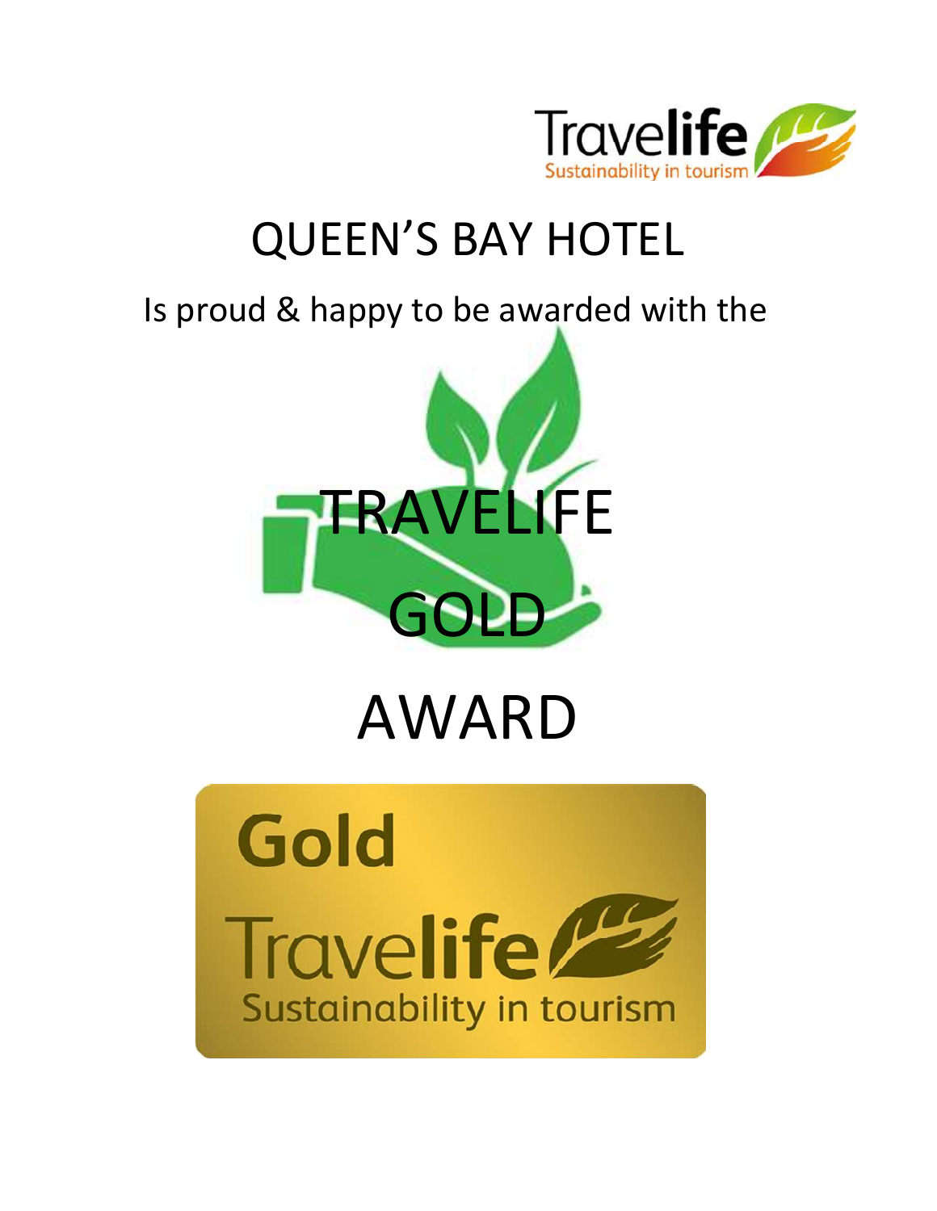# QUEEN'S BAY HOTEL

Is proud & happy to be awarded with the

# TRAVELIFE GOLD AWARD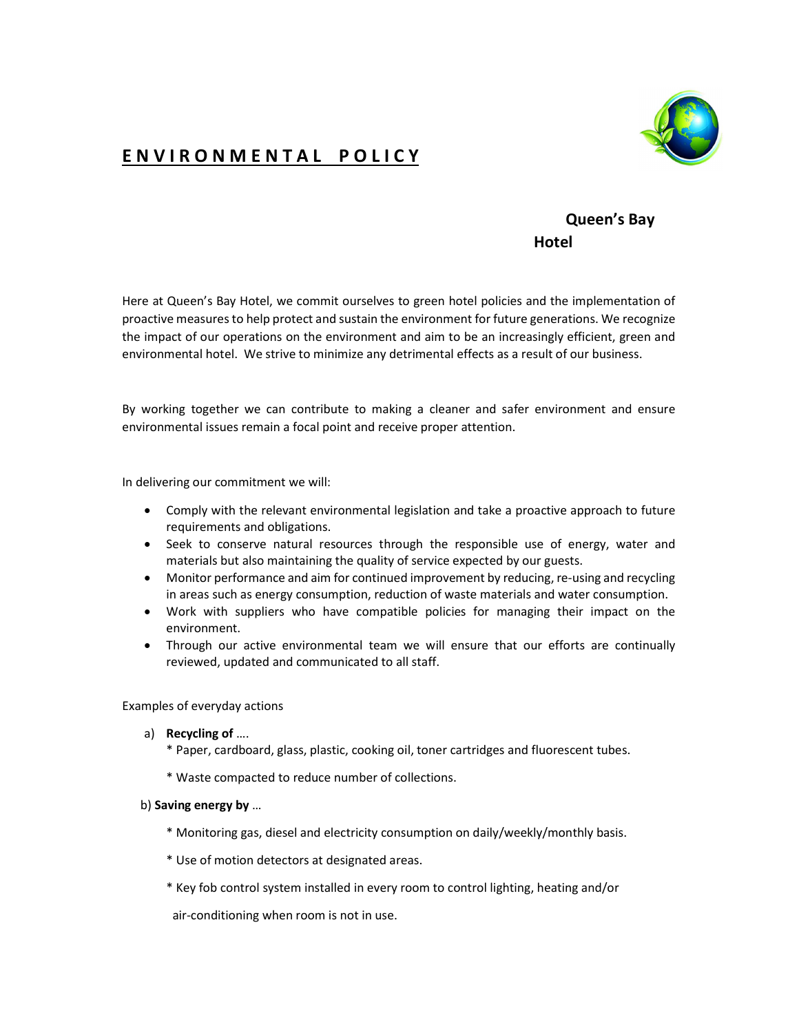# ENVIRONMENTAL POLICY

**Queen's Bay Hotel**

Here at Queen's Bay Hotel, we commit ourselves to green hotel policies and the implementation of proactive measures to help protect and sustain the environment for future generations. We recognize the impact of our operations on the environment and aim to be an increasingly efficient, green and environmental hotel. We strive to minimize any detrimental effects as a result of our business.

By working together we can contribute to making a cleaner and safer environment and ensure environmental issues remain a focal point and receive proper attention.

In delivering our commitment we will:

- Comply with the relevant environmental legislation and take a proactive approach to future requirements and obligations.
- Seek to conserve natural resources through the responsible use of energy, water and materials but also maintaining the quality of service expected by our guests.
- Monitor performance and aim for continued improvement by reducing, re-using and recycling in areas such as energy consumption, reduction of waste materials and water consumption.
- Work with suppliers who have compatible policies for managing their impact on the environment.
- Through our active environmental team we will ensure that our efforts are continually reviewed, updated and communicated to all staff.

Examples of everyday actions

a) **Recycling of** ….

* Paper, cardboard, glass, plastic, cooking oil, toner cartridges and fluorescent tubes.

* Waste compacted to reduce number of collections.

b) **Saving energy by** …

* Monitoring gas, diesel and electricity consumption on daily/weekly/monthly basis.

* Use of motion detectors at designated areas.

* Key fob control system installed in every room to control lighting, heating and/or air-conditioning when room is not in use.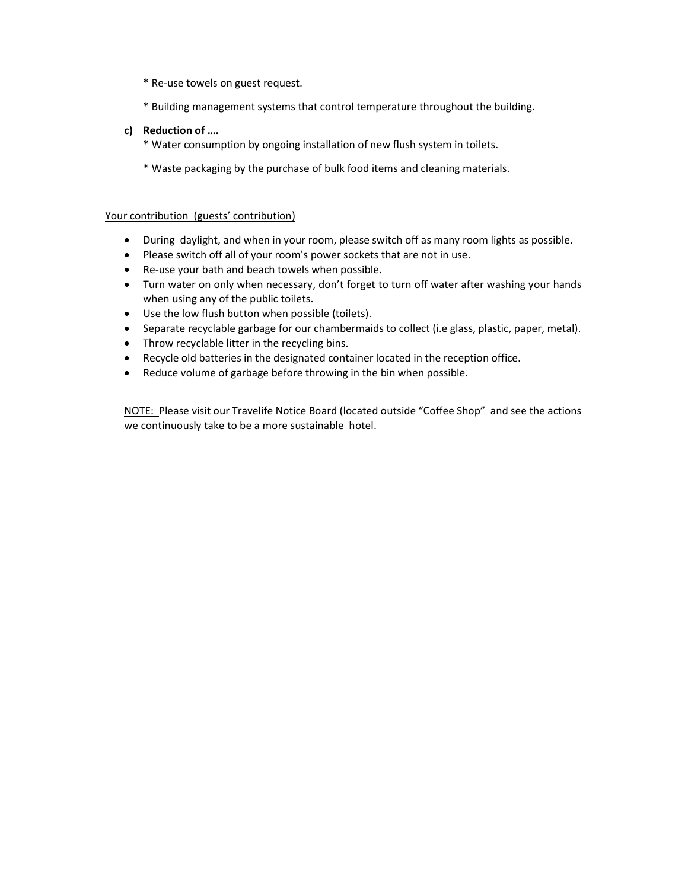* Re-use towels on guest request.

* Building management systems that control temperature throughout the building.

**c) Reduction of ….**

* Water consumption by ongoing installation of new flush system in toilets.

* Waste packaging by the purchase of bulk food items and cleaning materials.

<u>Your contribution (guests' contribution)</u>

- During daylight, and when in your room, please switch off as many room lights as possible.
- Please switch off all of your room's power sockets that are not in use.
- Re-use your bath and beach towels when possible.
- Turn water on only when necessary, don't forget to turn off water after washing your hands when using any of the public toilets.
- Use the low flush button when possible (toilets).
- Separate recyclable garbage for our chambermaids to collect (i.e glass, plastic, paper, metal).
- Throw recyclable litter in the recycling bins.
- Recycle old batteries in the designated container located in the reception office.
- Reduce volume of garbage before throwing in the bin when possible.

<u>NOTE:</u> Please visit our Travelife Notice Board (located outside "Coffee Shop" and see the actions we continuously take to be a more sustainable hotel.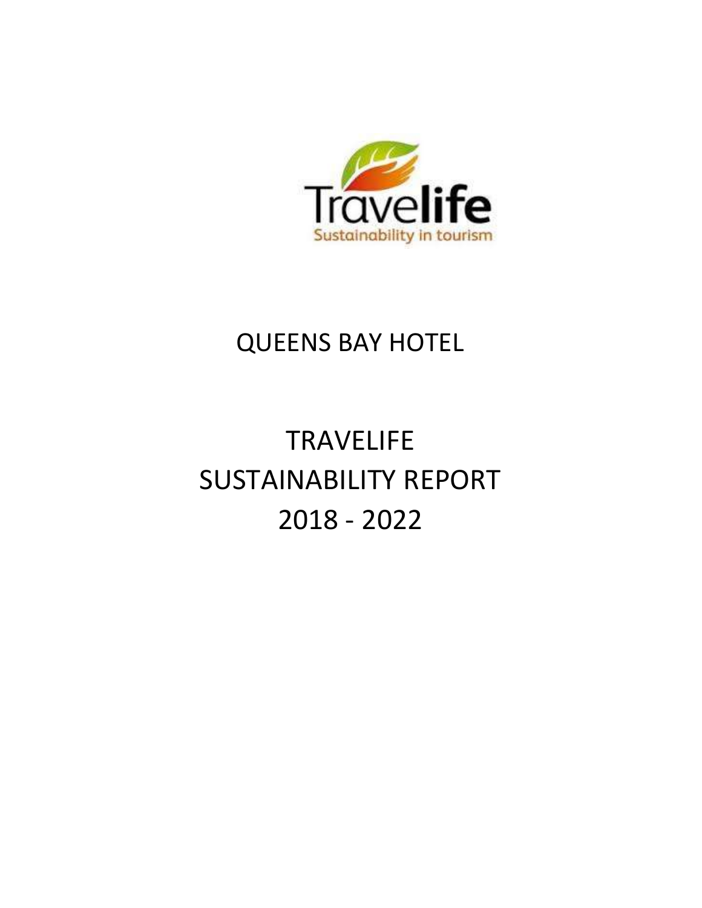# QUEENS BAY HOTEL

# TRAVELIFE SUSTAINABILITY REPORT 2018 - 2022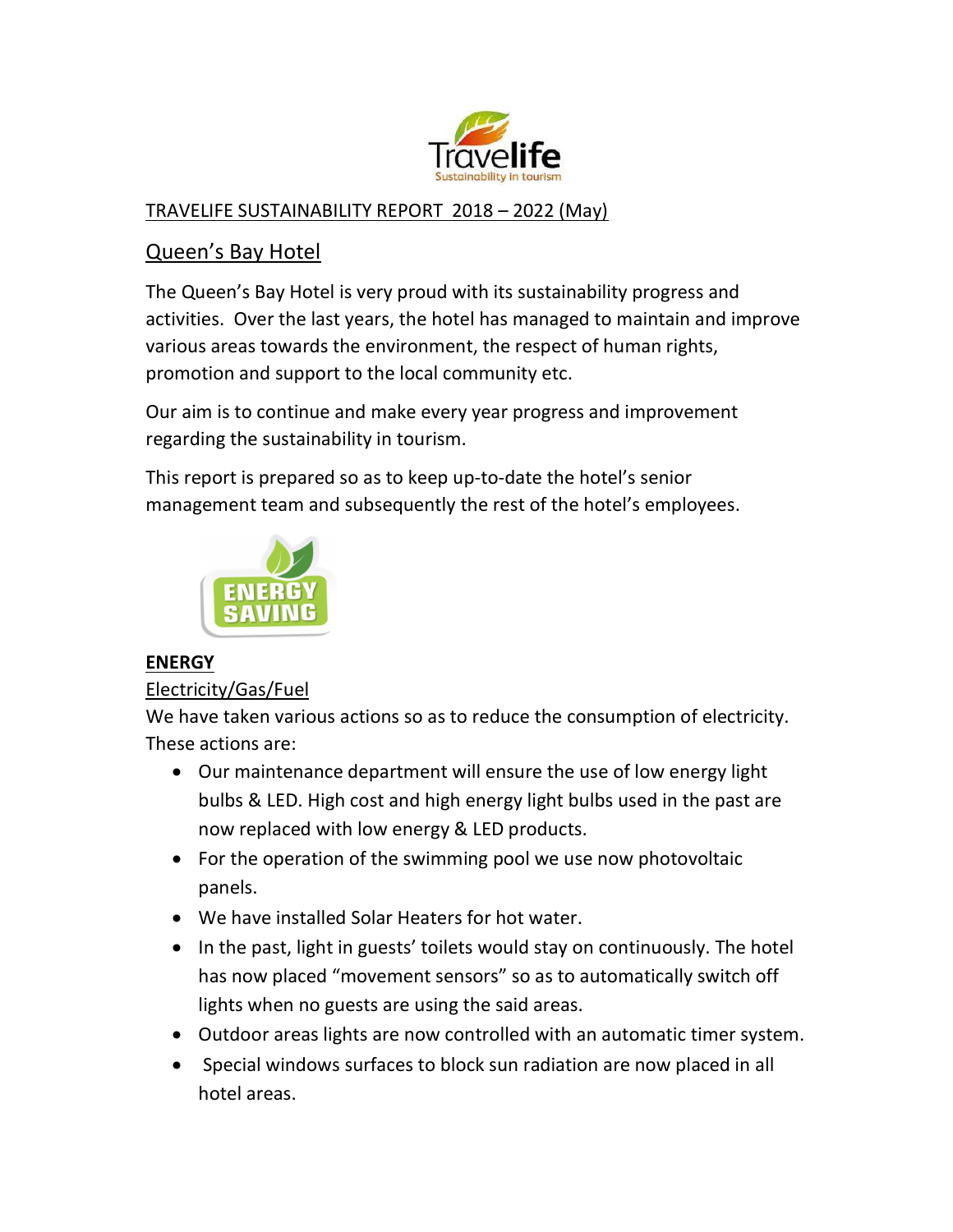TRAVELIFE SUSTAINABILITY REPORT 2018 – 2022 (May)

## Queen's Bay Hotel

The Queen's Bay Hotel is very proud with its sustainability progress and activities. Over the last years, the hotel has managed to maintain and improve various areas towards the environment, the respect of human rights, promotion and support to the local community etc.

Our aim is to continue and make every year progress and improvement regarding the sustainability in tourism.

This report is prepared so as to keep up-to-date the hotel's senior management team and subsequently the rest of the hotel's employees.

### ENERGY

Electricity/Gas/Fuel

We have taken various actions so as to reduce the consumption of electricity. These actions are:

- Our maintenance department will ensure the use of low energy light bulbs & LED. High cost and high energy light bulbs used in the past are now replaced with low energy & LED products.
- For the operation of the swimming pool we use now photovoltaic panels.
- We have installed Solar Heaters for hot water.
- In the past, light in guests' toilets would stay on continuously. The hotel has now placed "movement sensors" so as to automatically switch off lights when no guests are using the said areas.
- Outdoor areas lights are now controlled with an automatic timer system.
- Special windows surfaces to block sun radiation are now placed in all hotel areas.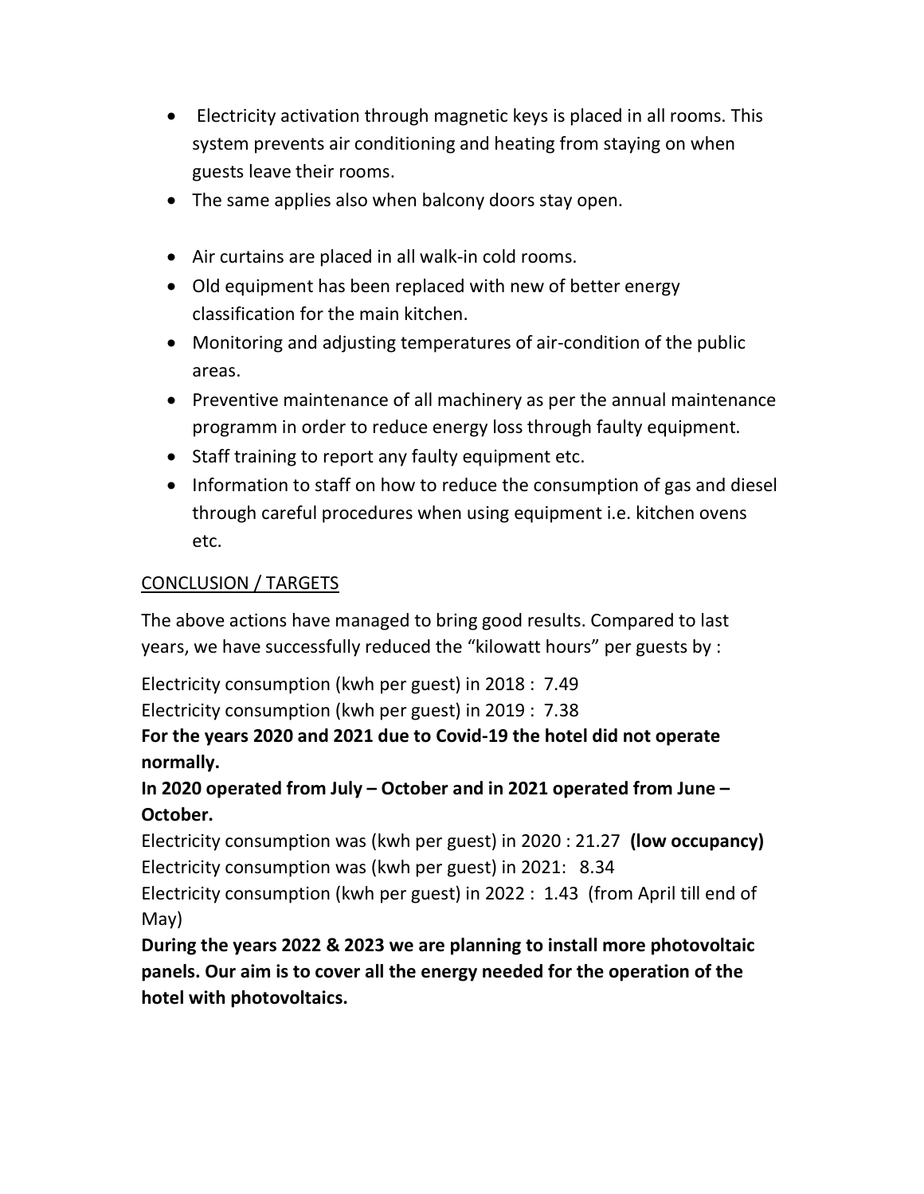- Electricity activation through magnetic keys is placed in all rooms. This system prevents air conditioning and heating from staying on when guests leave their rooms.
- The same applies also when balcony doors stay open.

- Air curtains are placed in all walk-in cold rooms.
- Old equipment has been replaced with new of better energy classification for the main kitchen.
- Monitoring and adjusting temperatures of air-condition of the public areas.
- Preventive maintenance of all machinery as per the annual maintenance programm in order to reduce energy loss through faulty equipment.
- Staff training to report any faulty equipment etc.
- Information to staff on how to reduce the consumption of gas and diesel through careful procedures when using equipment i.e. kitchen ovens etc.

<u>CONCLUSION / TARGETS</u>

The above actions have managed to bring good results. Compared to last years, we have successfully reduced the "kilowatt hours" per guests by :

Electricity consumption (kwh per guest) in 2018 : 7.49
Electricity consumption (kwh per guest) in 2019 : 7.38

**For the years 2020 and 2021 due to Covid-19 the hotel did not operate normally.**

**In 2020 operated from July – October and in 2021 operated from June – October.**

Electricity consumption was (kwh per guest) in 2020 : 21.27 **(low occupancy)**
Electricity consumption was (kwh per guest) in 2021: 8.34
Electricity consumption (kwh per guest) in 2022 : 1.43 (from April till end of May)

**During the years 2022 & 2023 we are planning to install more photovoltaic panels. Our aim is to cover all the energy needed for the operation of the hotel with photovoltaics.**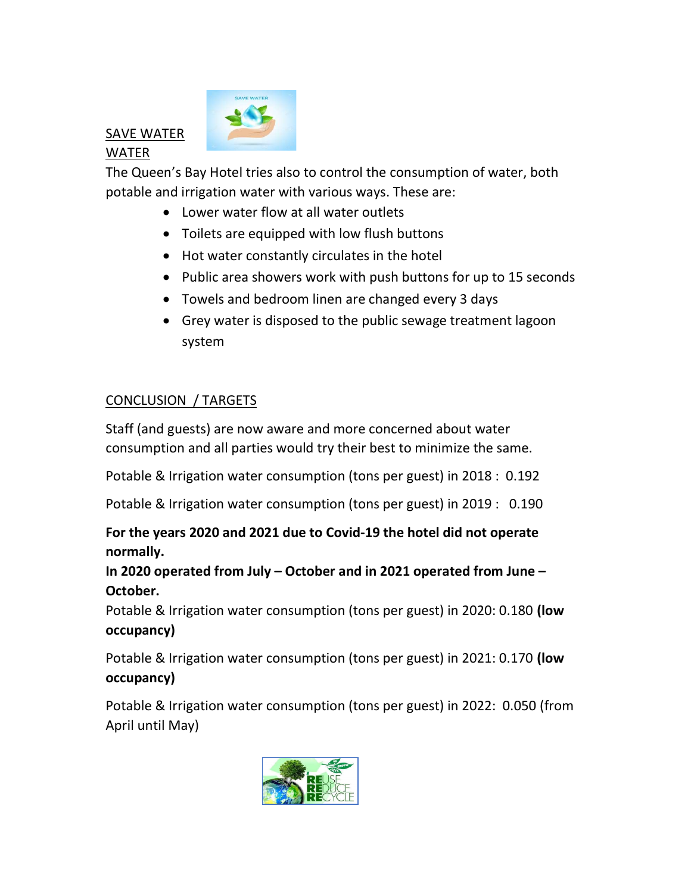SAVE WATER

WATER

The Queen's Bay Hotel tries also to control the consumption of water, both potable and irrigation water with various ways. These are:

- Lower water flow at all water outlets
- Toilets are equipped with low flush buttons
- Hot water constantly circulates in the hotel
- Public area showers work with push buttons for up to 15 seconds
- Towels and bedroom linen are changed every 3 days
- Grey water is disposed to the public sewage treatment lagoon system

CONCLUSION / TARGETS

Staff (and guests) are now aware and more concerned about water consumption and all parties would try their best to minimize the same.

Potable & Irrigation water consumption (tons per guest) in 2018 : 0.192

Potable & Irrigation water consumption (tons per guest) in 2019 : 0.190

**For the years 2020 and 2021 due to Covid-19 the hotel did not operate normally.**
**In 2020 operated from July – October and in 2021 operated from June – October.**

Potable & Irrigation water consumption (tons per guest) in 2020: 0.180 **(low occupancy)**

Potable & Irrigation water consumption (tons per guest) in 2021: 0.170 **(low occupancy)**

Potable & Irrigation water consumption (tons per guest) in 2022: 0.050 (from April until May)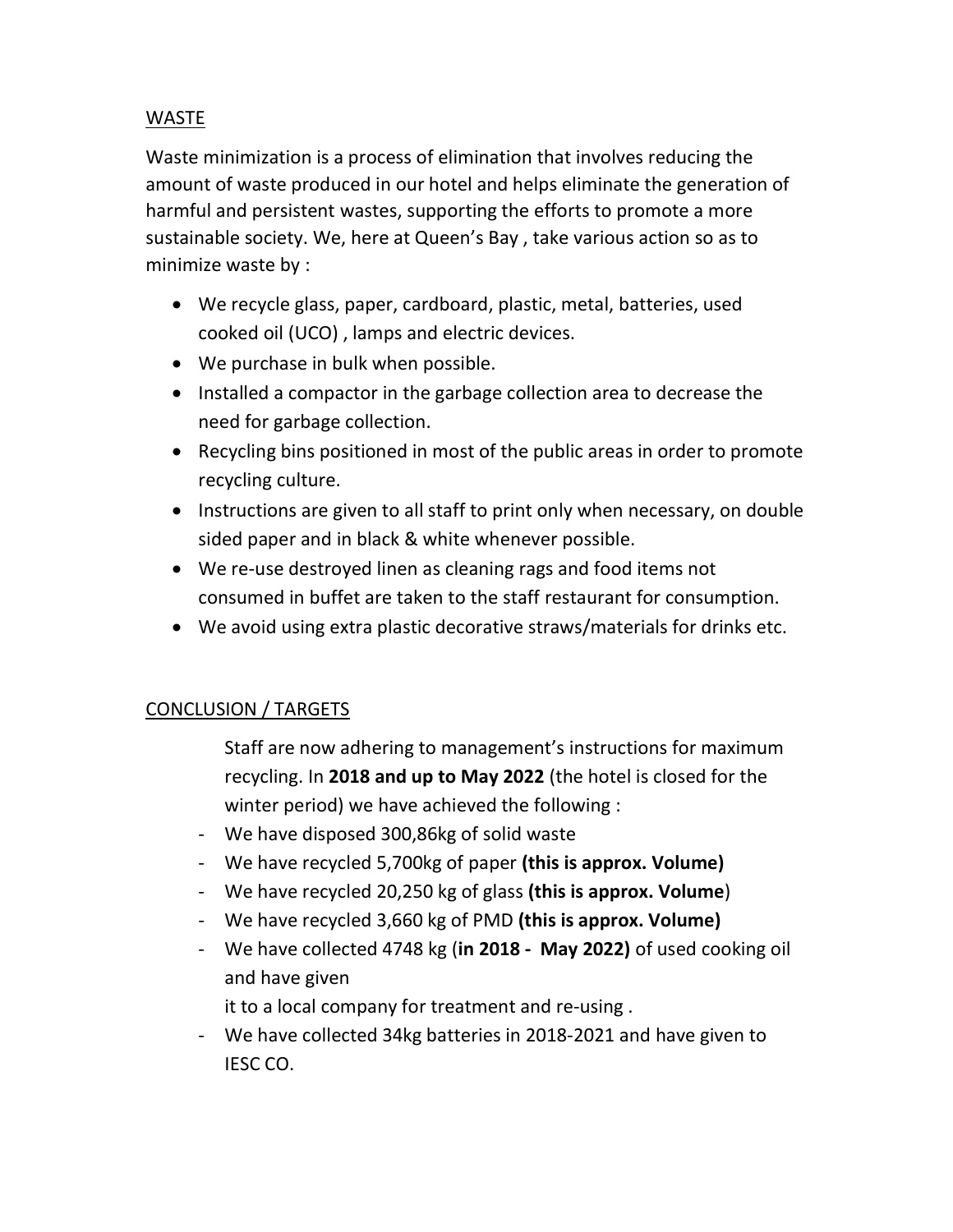## WASTE

Waste minimization is a process of elimination that involves reducing the amount of waste produced in our hotel and helps eliminate the generation of harmful and persistent wastes, supporting the efforts to promote a more sustainable society. We, here at Queen's Bay , take various action so as to minimize waste by :

- We recycle glass, paper, cardboard, plastic, metal, batteries, used cooked oil (UCO) , lamps and electric devices.
- We purchase in bulk when possible.
- Installed a compactor in the garbage collection area to decrease the need for garbage collection.
- Recycling bins positioned in most of the public areas in order to promote recycling culture.
- Instructions are given to all staff to print only when necessary, on double sided paper and in black & white whenever possible.
- We re-use destroyed linen as cleaning rags and food items not consumed in buffet are taken to the staff restaurant for consumption.
- We avoid using extra plastic decorative straws/materials for drinks etc.

## CONCLUSION / TARGETS

Staff are now adhering to management's instructions for maximum recycling. In **2018 and up to May 2022** (the hotel is closed for the winter period) we have achieved the following :

- We have disposed 300,86kg of solid waste
- We have recycled 5,700kg of paper **(this is approx. Volume)**
- We have recycled 20,250 kg of glass **(this is approx. Volume**)
- We have recycled 3,660 kg of PMD **(this is approx. Volume)**
- We have collected 4748 kg (**in 2018 - May 2022)** of used cooking oil and have given it to a local company for treatment and re-using .
- We have collected 34kg batteries in 2018-2021 and have given to IESC CO.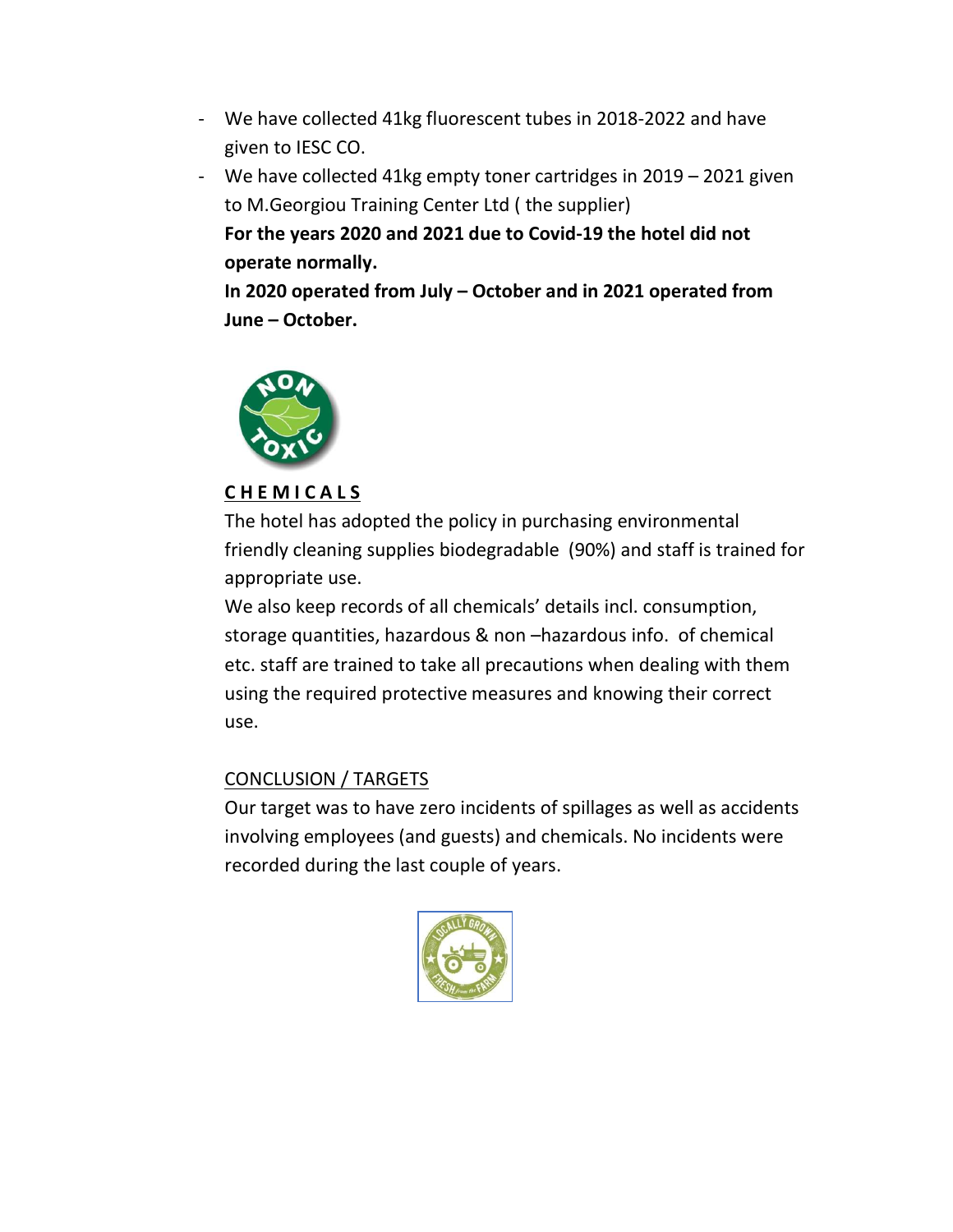- We have collected 41kg fluorescent tubes in 2018-2022 and have given to IESC CO.
- We have collected 41kg empty toner cartridges in 2019 – 2021 given to M.Georgiou Training Center Ltd ( the supplier)

  **For the years 2020 and 2021 due to Covid-19 the hotel did not operate normally.**

  **In 2020 operated from July – October and in 2021 operated from June – October.**

## CHEMICALS

The hotel has adopted the policy in purchasing environmental friendly cleaning supplies biodegradable (90%) and staff is trained for appropriate use.

We also keep records of all chemicals' details incl. consumption, storage quantities, hazardous & non –hazardous info. of chemical etc. staff are trained to take all precautions when dealing with them using the required protective measures and knowing their correct use.

### CONCLUSION / TARGETS

Our target was to have zero incidents of spillages as well as accidents involving employees (and guests) and chemicals. No incidents were recorded during the last couple of years.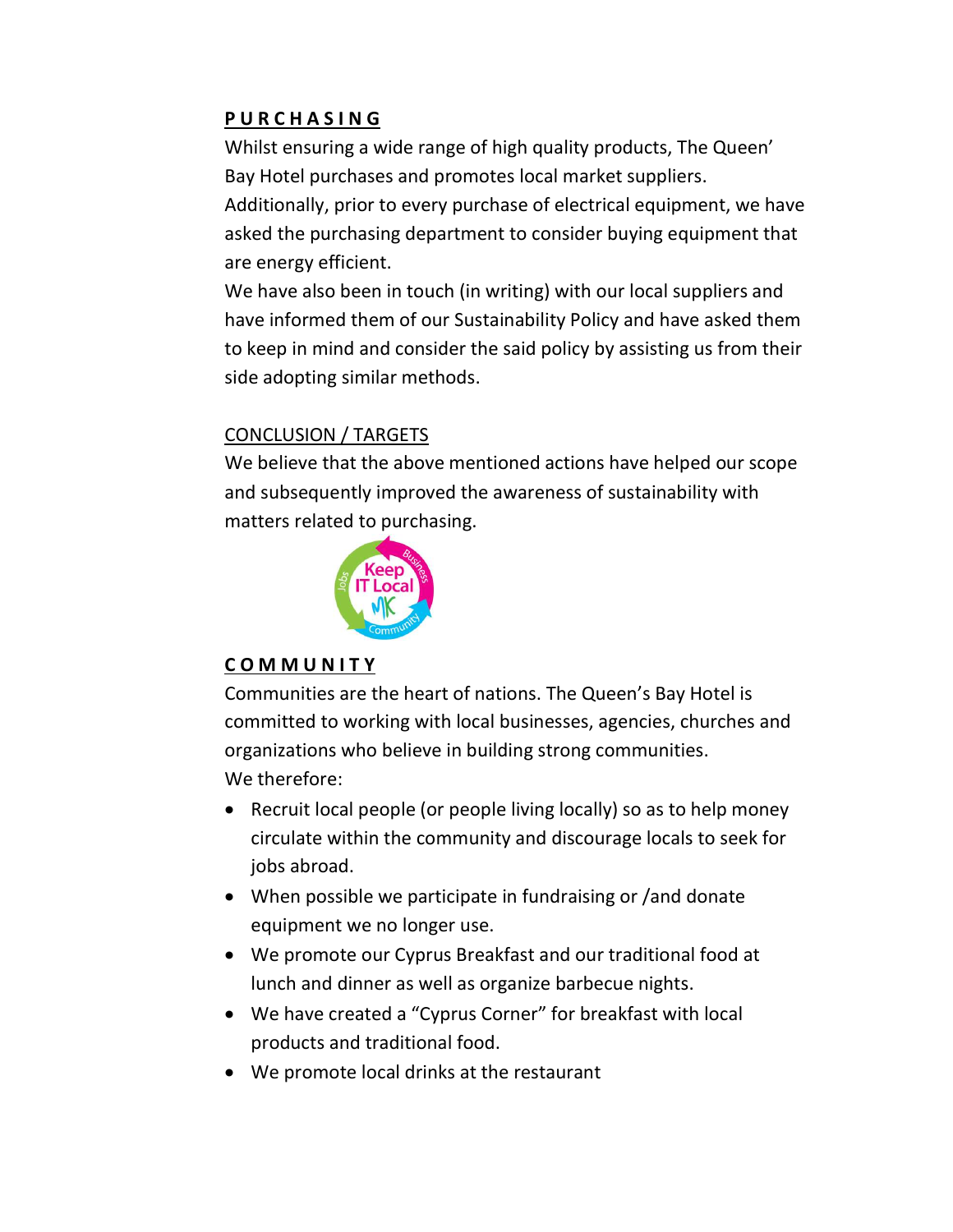## **P U R C H A S I N G**

Whilst ensuring a wide range of high quality products, The Queen' Bay Hotel purchases and promotes local market suppliers.
Additionally, prior to every purchase of electrical equipment, we have asked the purchasing department to consider buying equipment that are energy efficient.
We have also been in touch (in writing) with our local suppliers and have informed them of our Sustainability Policy and have asked them to keep in mind and consider the said policy by assisting us from their side adopting similar methods.

### CONCLUSION / TARGETS

We believe that the above mentioned actions have helped our scope and subsequently improved the awareness of sustainability with matters related to purchasing.

## **C O M M U N I T Y**

Communities are the heart of nations. The Queen's Bay Hotel is committed to working with local businesses, agencies, churches and organizations who believe in building strong communities.
We therefore:

- Recruit local people (or people living locally) so as to help money circulate within the community and discourage locals to seek for jobs abroad.
- When possible we participate in fundraising or /and donate equipment we no longer use.
- We promote our Cyprus Breakfast and our traditional food at lunch and dinner as well as organize barbecue nights.
- We have created a "Cyprus Corner" for breakfast with local products and traditional food.
- We promote local drinks at the restaurant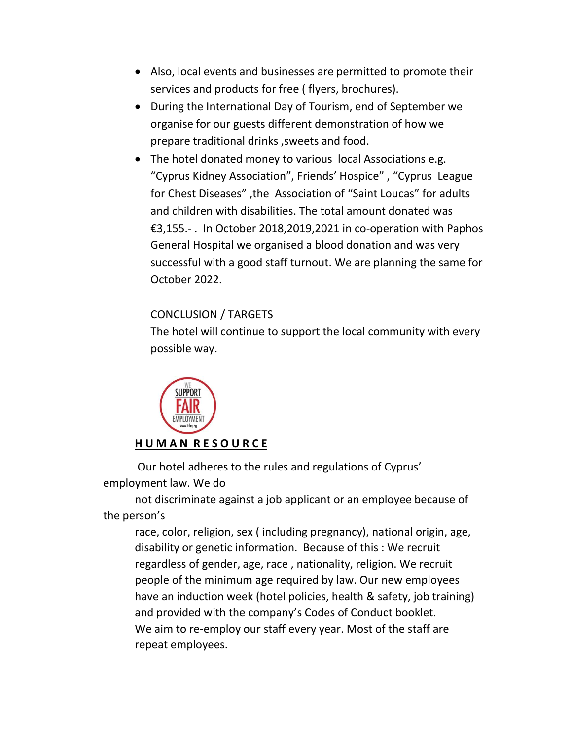- Also, local events and businesses are permitted to promote their services and products for free ( flyers, brochures).
- During the International Day of Tourism, end of September we organise for our guests different demonstration of how we prepare traditional drinks ,sweets and food.
- The hotel donated money to various local Associations e.g. "Cyprus Kidney Association", Friends' Hospice" , "Cyprus League for Chest Diseases" ,the Association of "Saint Loucas" for adults and children with disabilities. The total amount donated was €3,155.- . In October 2018,2019,2021 in co-operation with Paphos General Hospital we organised a blood donation and was very successful with a good staff turnout. We are planning the same for October 2022.

CONCLUSION / TARGETS

The hotel will continue to support the local community with every possible way.

## **HUMAN RESOURCE**

Our hotel adheres to the rules and regulations of Cyprus' employment law. We do not discriminate against a job applicant or an employee because of the person's race, color, religion, sex ( including pregnancy), national origin, age, disability or genetic information. Because of this : We recruit regardless of gender, age, race , nationality, religion. We recruit people of the minimum age required by law. Our new employees have an induction week (hotel policies, health & safety, job training) and provided with the company's Codes of Conduct booklet. We aim to re-employ our staff every year. Most of the staff are repeat employees.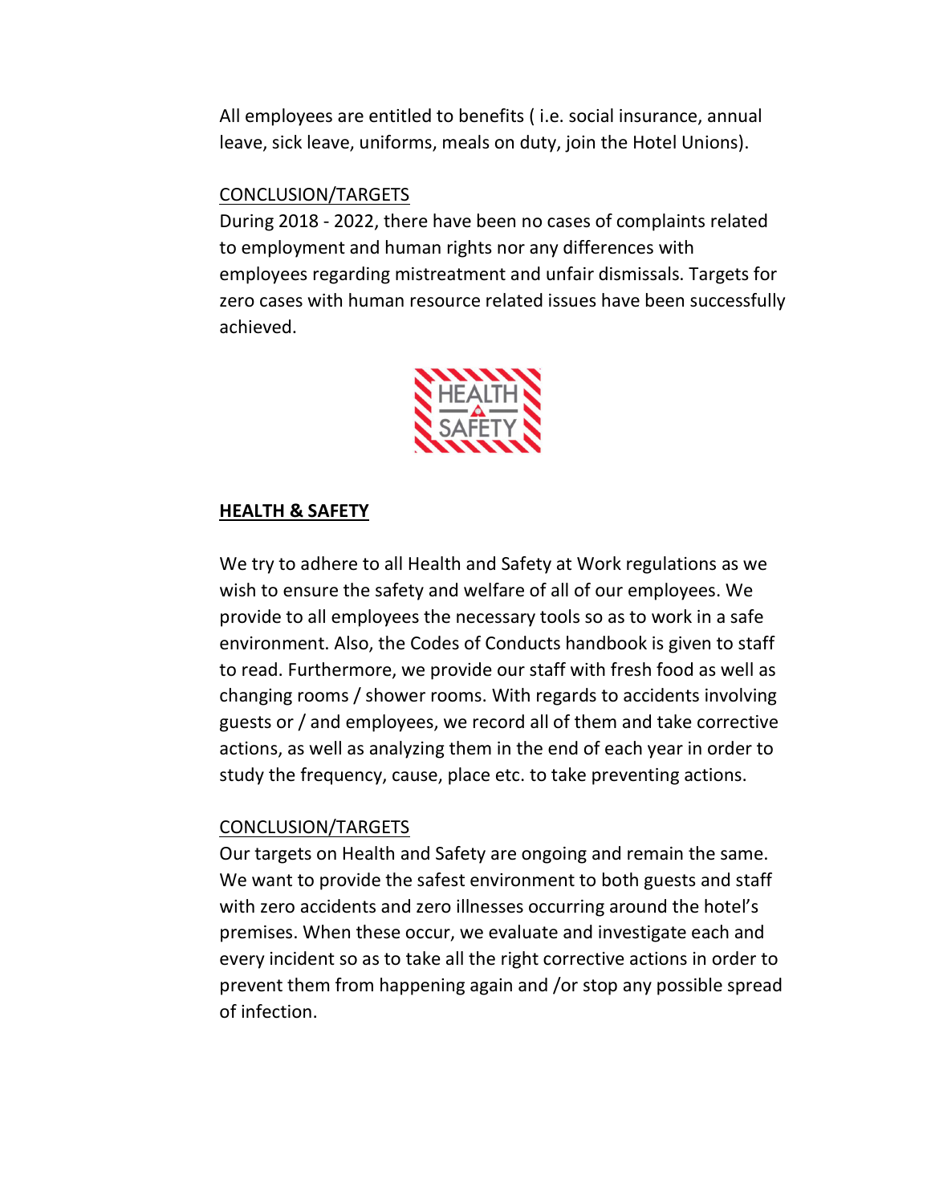All employees are entitled to benefits ( i.e. social insurance, annual leave, sick leave, uniforms, meals on duty, join the Hotel Unions).

CONCLUSION/TARGETS

During 2018 - 2022, there have been no cases of complaints related to employment and human rights nor any differences with employees regarding mistreatment and unfair dismissals. Targets for zero cases with human resource related issues have been successfully achieved.

## HEALTH & SAFETY

We try to adhere to all Health and Safety at Work regulations as we wish to ensure the safety and welfare of all of our employees. We provide to all employees the necessary tools so as to work in a safe environment. Also, the Codes of Conducts handbook is given to staff to read. Furthermore, we provide our staff with fresh food as well as changing rooms / shower rooms. With regards to accidents involving guests or / and employees, we record all of them and take corrective actions, as well as analyzing them in the end of each year in order to study the frequency, cause, place etc. to take preventing actions.

CONCLUSION/TARGETS

Our targets on Health and Safety are ongoing and remain the same. We want to provide the safest environment to both guests and staff with zero accidents and zero illnesses occurring around the hotel's premises. When these occur, we evaluate and investigate each and every incident so as to take all the right corrective actions in order to prevent them from happening again and /or stop any possible spread of infection.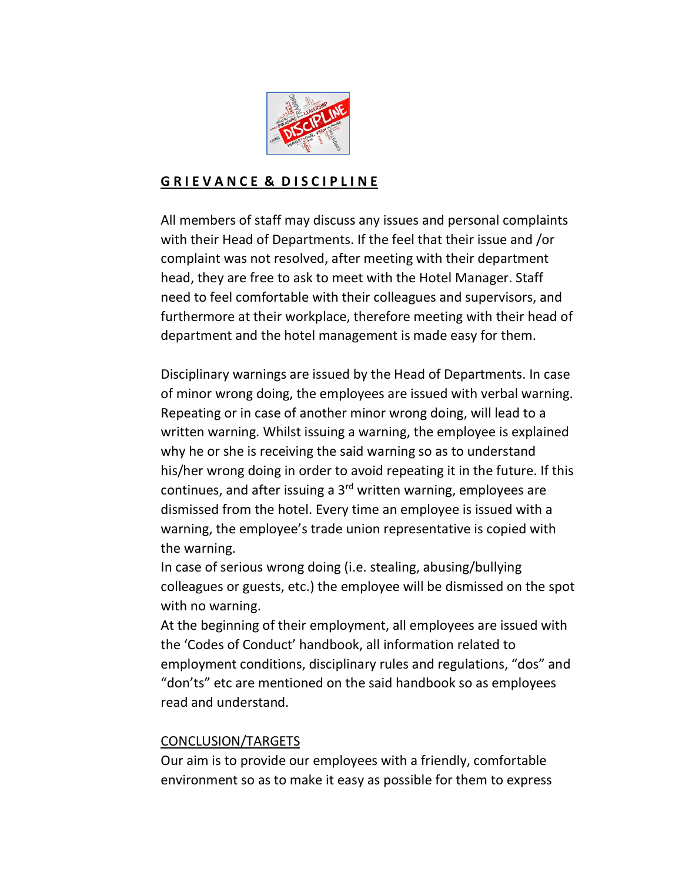## **G R I E V A N C E & D I S C I P L I N E**

All members of staff may discuss any issues and personal complaints with their Head of Departments. If the feel that their issue and /or complaint was not resolved, after meeting with their department head, they are free to ask to meet with the Hotel Manager. Staff need to feel comfortable with their colleagues and supervisors, and furthermore at their workplace, therefore meeting with their head of department and the hotel management is made easy for them.

Disciplinary warnings are issued by the Head of Departments. In case of minor wrong doing, the employees are issued with verbal warning. Repeating or in case of another minor wrong doing, will lead to a written warning. Whilst issuing a warning, the employee is explained why he or she is receiving the said warning so as to understand his/her wrong doing in order to avoid repeating it in the future. If this continues, and after issuing a 3rd written warning, employees are dismissed from the hotel. Every time an employee is issued with a warning, the employee's trade union representative is copied with the warning.

In case of serious wrong doing (i.e. stealing, abusing/bullying colleagues or guests, etc.) the employee will be dismissed on the spot with no warning.

At the beginning of their employment, all employees are issued with the 'Codes of Conduct' handbook, all information related to employment conditions, disciplinary rules and regulations, "dos" and "don'ts" etc are mentioned on the said handbook so as employees read and understand.

CONCLUSION/TARGETS

Our aim is to provide our employees with a friendly, comfortable environment so as to make it easy as possible for them to express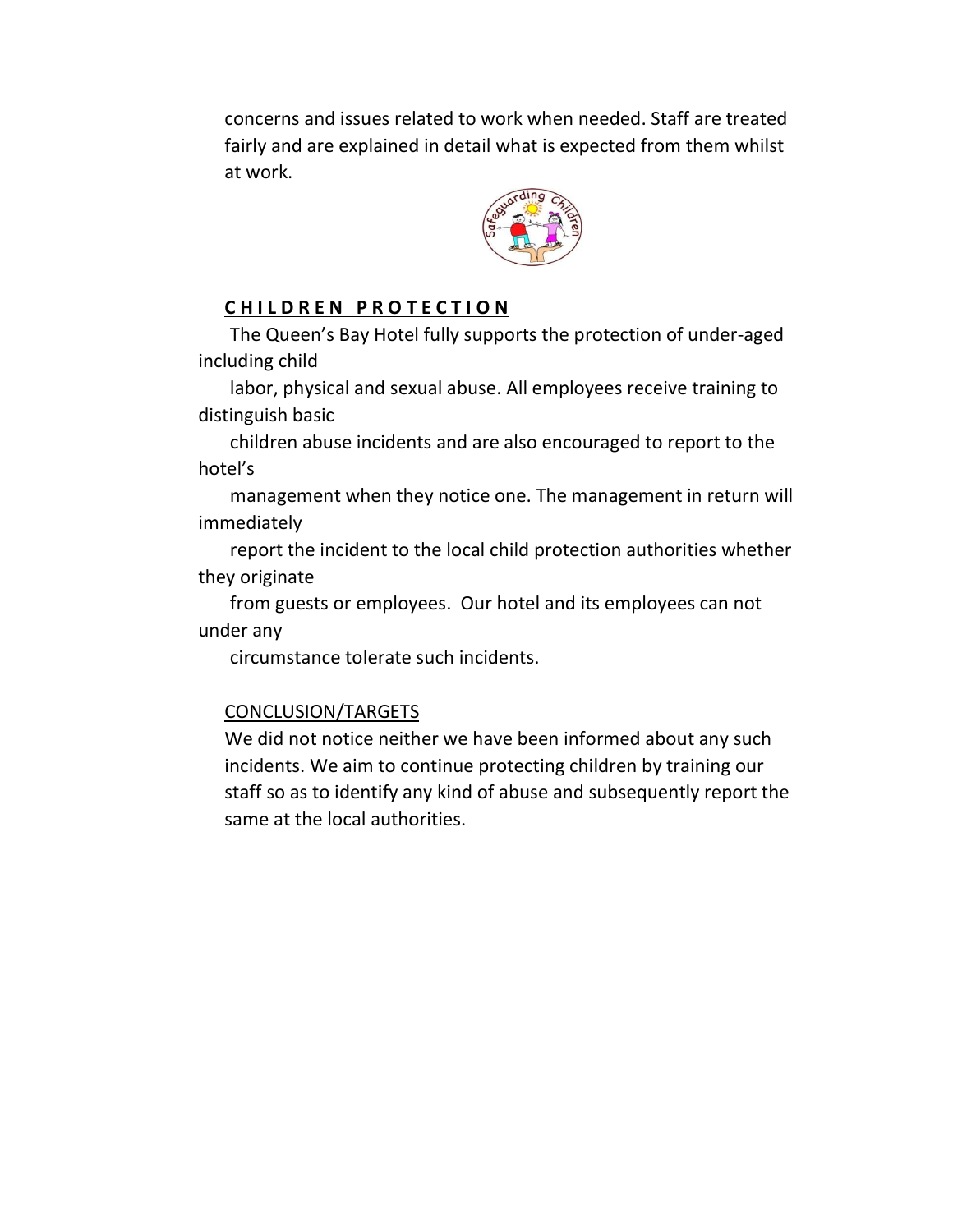concerns and issues related to work when needed. Staff are treated fairly and are explained in detail what is expected from them whilst at work.

## CHILDREN PROTECTION

The Queen's Bay Hotel fully supports the protection of under-aged including child labor, physical and sexual abuse. All employees receive training to distinguish basic children abuse incidents and are also encouraged to report to the hotel's management when they notice one. The management in return will immediately report the incident to the local child protection authorities whether they originate from guests or employees. Our hotel and its employees can not under any circumstance tolerate such incidents.

### CONCLUSION/TARGETS

We did not notice neither we have been informed about any such incidents. We aim to continue protecting children by training our staff so as to identify any kind of abuse and subsequently report the same at the local authorities.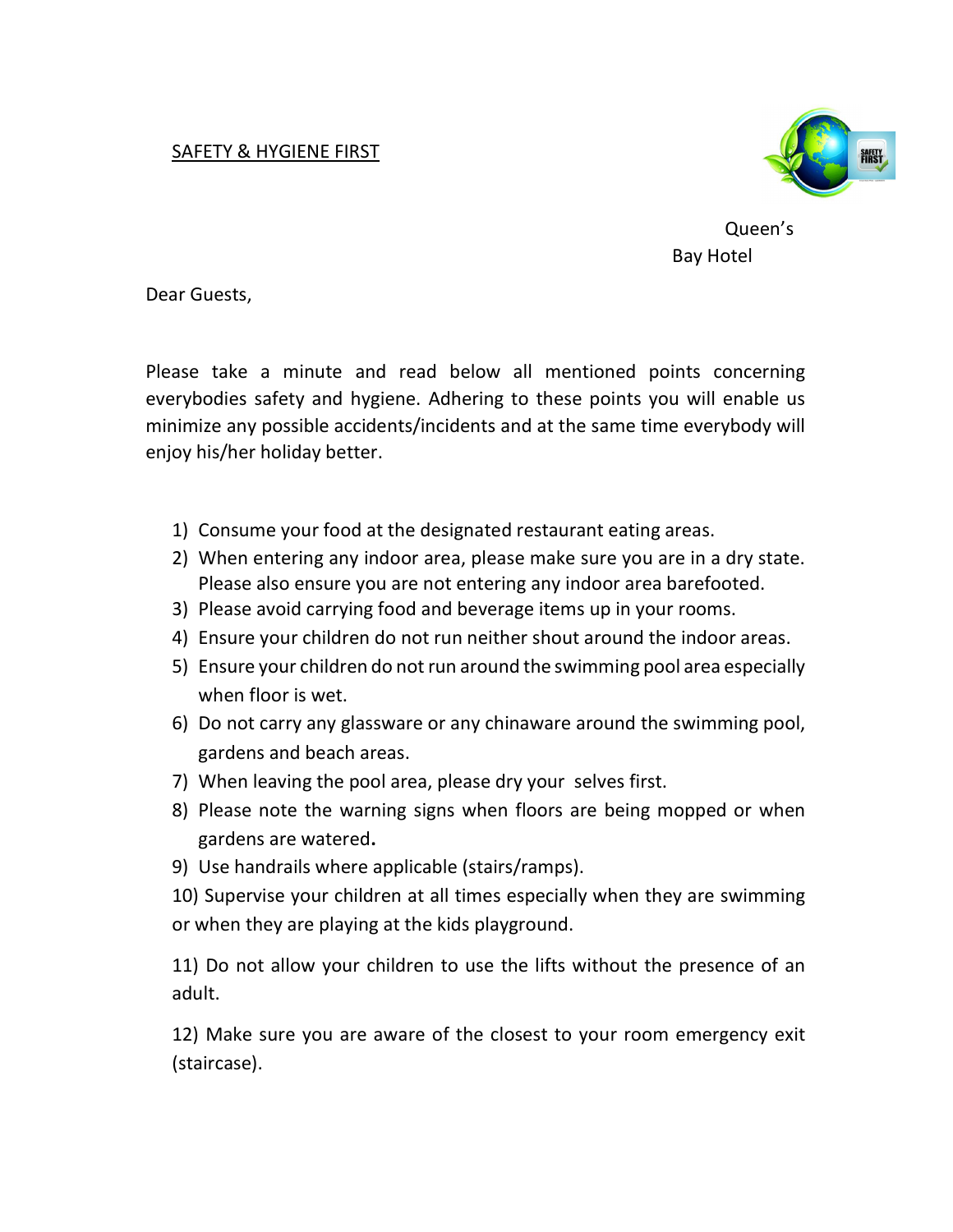SAFETY & HYGIENE FIRST

Queen's Bay Hotel

Dear Guests,

Please take a minute and read below all mentioned points concerning everybodies safety and hygiene. Adhering to these points you will enable us minimize any possible accidents/incidents and at the same time everybody will enjoy his/her holiday better.

1) Consume your food at the designated restaurant eating areas.
2) When entering any indoor area, please make sure you are in a dry state. Please also ensure you are not entering any indoor area barefooted.
3) Please avoid carrying food and beverage items up in your rooms.
4) Ensure your children do not run neither shout around the indoor areas.
5) Ensure your children do not run around the swimming pool area especially when floor is wet.
6) Do not carry any glassware or any chinaware around the swimming pool, gardens and beach areas.
7) When leaving the pool area, please dry your selves first.
8) Please note the warning signs when floors are being mopped or when gardens are watered.
9) Use handrails where applicable (stairs/ramps).
10) Supervise your children at all times especially when they are swimming or when they are playing at the kids playground.
11) Do not allow your children to use the lifts without the presence of an adult.
12) Make sure you are aware of the closest to your room emergency exit (staircase).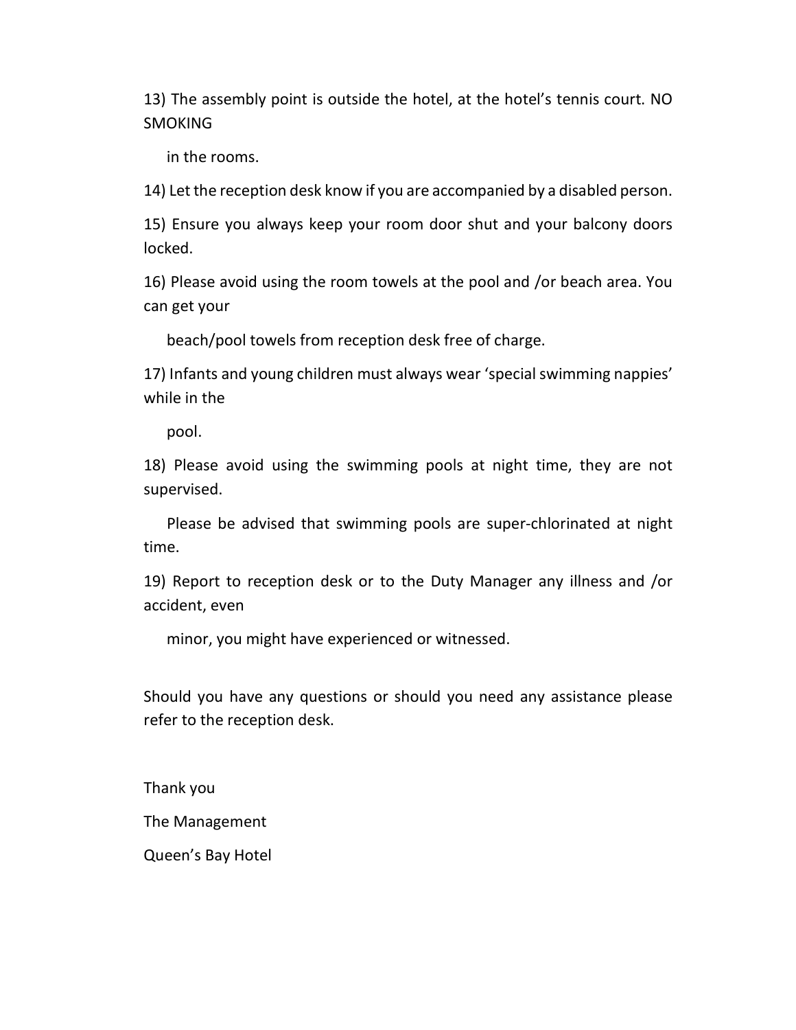13) The assembly point is outside the hotel, at the hotel's tennis court. NO SMOKING in the rooms.

14) Let the reception desk know if you are accompanied by a disabled person.

15) Ensure you always keep your room door shut and your balcony doors locked.

16) Please avoid using the room towels at the pool and /or beach area. You can get your beach/pool towels from reception desk free of charge.

17) Infants and young children must always wear 'special swimming nappies' while in the pool.

18) Please avoid using the swimming pools at night time, they are not supervised. Please be advised that swimming pools are super-chlorinated at night time.

19) Report to reception desk or to the Duty Manager any illness and /or accident, even minor, you might have experienced or witnessed.

Should you have any questions or should you need any assistance please refer to the reception desk.

Thank you

The Management

Queen's Bay Hotel